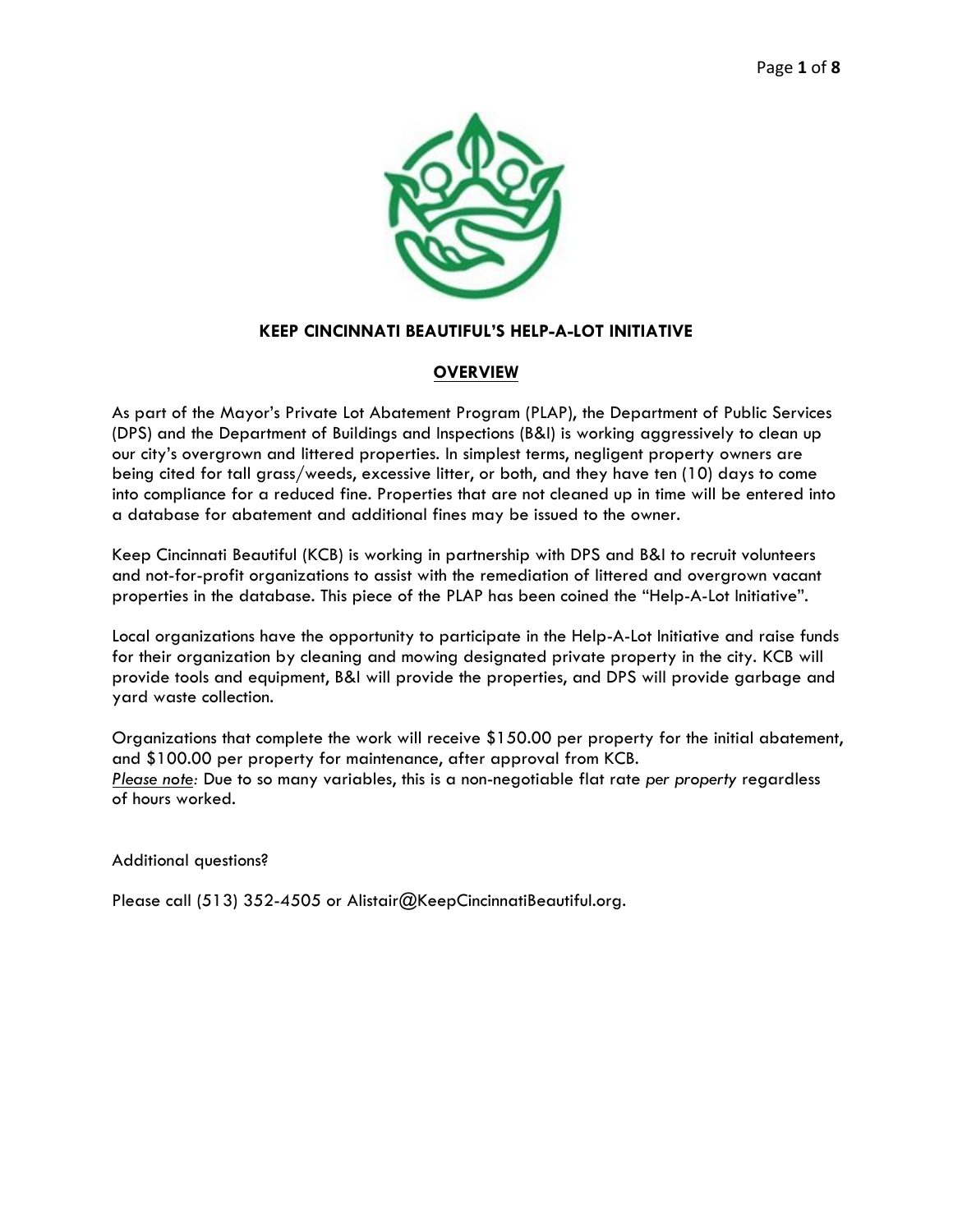# KEEP CINCINNATI BEAUTIFUL'S HELP-A-LOT INITIATIVE

## OVERVIEW

As part of the Mayor's Private Lot Abatement Program (PLAP), the Department of Public Services (DPS) and the Department of Buildings and Inspections (B&I) is working aggressively to clean up our city's overgrown and littered properties. In simplest terms, negligent property owners are being cited for tall grass/weeds, excessive litter, or both, and they have ten (10) days to come into compliance for a reduced fine. Properties that are not cleaned up in time will be entered into a database for abatement and additional fines may be issued to the owner.

Keep Cincinnati Beautiful (KCB) is working in partnership with DPS and B&I to recruit volunteers and not-for-profit organizations to assist with the remediation of littered and overgrown vacant properties in the database. This piece of the PLAP has been coined the "Help-A-Lot Initiative".

Local organizations have the opportunity to participate in the Help-A-Lot Initiative and raise funds for their organization by cleaning and mowing designated private property in the city. KCB will provide tools and equipment, B&I will provide the properties, and DPS will provide garbage and yard waste collection.

Organizations that complete the work will receive $150.00 per property for the initial abatement, and $100.00 per property for maintenance, after approval from KCB.
*Please note:* Due to so many variables, this is a non-negotiable flat rate *per property* regardless of hours worked.

Additional questions?

Please call (513) 352-4505 or Alistair@KeepCincinnatiBeautiful.org.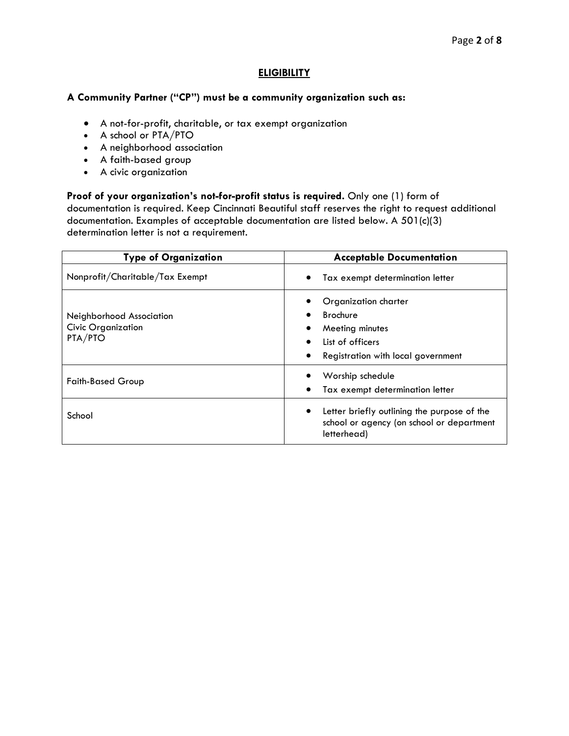## ELIGIBILITY

**A Community Partner ("CP") must be a community organization such as:**

- A not-for-profit, charitable, or tax exempt organization
- A school or PTA/PTO
- A neighborhood association
- A faith-based group
- A civic organization

**Proof of your organization's not-for-profit status is required.** Only one (1) form of documentation is required. Keep Cincinnati Beautiful staff reserves the right to request additional documentation. Examples of acceptable documentation are listed below. A 501(c)(3) determination letter is not a requirement.

| Type of Organization | Acceptable Documentation |
|---|---|
| Nonprofit/Charitable/Tax Exempt | • Tax exempt determination letter |
| Neighborhood Association<br>Civic Organization<br>PTA/PTO | • Organization charter<br>• Brochure<br>• Meeting minutes<br>• List of officers<br>• Registration with local government |
| Faith-Based Group | • Worship schedule<br>• Tax exempt determination letter |
| School | • Letter briefly outlining the purpose of the school or agency (on school or department letterhead) |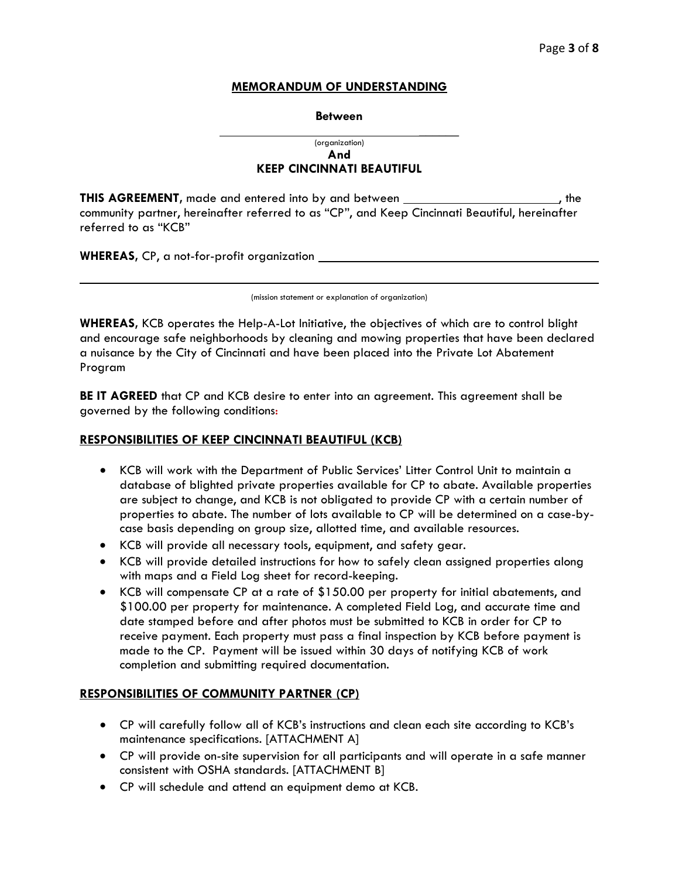**MEMORANDUM OF UNDERSTANDING**

**Between**

\_\_\_\_\_\_\_\_\_\_\_\_\_\_\_\_\_\_\_\_\_\_\_\_\_\_\_\_\_\_\_\_\_\_\_\_\_\_\_\_\_\_

(organization)

**And**

**KEEP CINCINNATI BEAUTIFUL**

**THIS AGREEMENT,** made and entered into by and between \_\_\_\_\_\_\_\_\_\_\_\_\_\_\_\_\_\_\_\_\_\_\_\_\_\_, the community partner, hereinafter referred to as "CP", and Keep Cincinnati Beautiful, hereinafter referred to as "KCB"

**WHEREAS**, CP, a not-for-profit organization \_\_\_\_\_\_\_\_\_\_\_\_\_\_\_\_\_\_\_\_\_\_\_\_\_\_\_\_\_\_\_\_\_\_\_\_\_\_\_\_\_\_\_\_\_\_\_\_

\_\_\_\_\_\_\_\_\_\_\_\_\_\_\_\_\_\_\_\_\_\_\_\_\_\_\_\_\_\_\_\_\_\_\_\_\_\_\_\_\_\_\_\_\_\_\_\_\_\_\_\_\_\_\_\_\_\_\_\_\_\_\_\_\_\_\_\_\_\_\_\_\_\_\_\_\_\_\_\_\_\_\_\_\_\_\_\_\_\_\_\_

(mission statement or explanation of organization)

**WHEREAS,** KCB operates the Help-A-Lot Initiative, the objectives of which are to control blight and encourage safe neighborhoods by cleaning and mowing properties that have been declared a nuisance by the City of Cincinnati and have been placed into the Private Lot Abatement Program

**BE IT AGREED** that CP and KCB desire to enter into an agreement. This agreement shall be governed by the following conditions:

**RESPONSIBILITIES OF KEEP CINCINNATI BEAUTIFUL (KCB)**

- KCB will work with the Department of Public Services' Litter Control Unit to maintain a database of blighted private properties available for CP to abate. Available properties are subject to change, and KCB is not obligated to provide CP with a certain number of properties to abate. The number of lots available to CP will be determined on a case-by-case basis depending on group size, allotted time, and available resources.
- KCB will provide all necessary tools, equipment, and safety gear.
- KCB will provide detailed instructions for how to safely clean assigned properties along with maps and a Field Log sheet for record-keeping.
- KCB will compensate CP at a rate of $150.00 per property for initial abatements, and $100.00 per property for maintenance. A completed Field Log, and accurate time and date stamped before and after photos must be submitted to KCB in order for CP to receive payment. Each property must pass a final inspection by KCB before payment is made to the CP. Payment will be issued within 30 days of notifying KCB of work completion and submitting required documentation.

**RESPONSIBILITIES OF COMMUNITY PARTNER (CP)**

- CP will carefully follow all of KCB's instructions and clean each site according to KCB's maintenance specifications. [ATTACHMENT A]
- CP will provide on-site supervision for all participants and will operate in a safe manner consistent with OSHA standards. [ATTACHMENT B]
- CP will schedule and attend an equipment demo at KCB.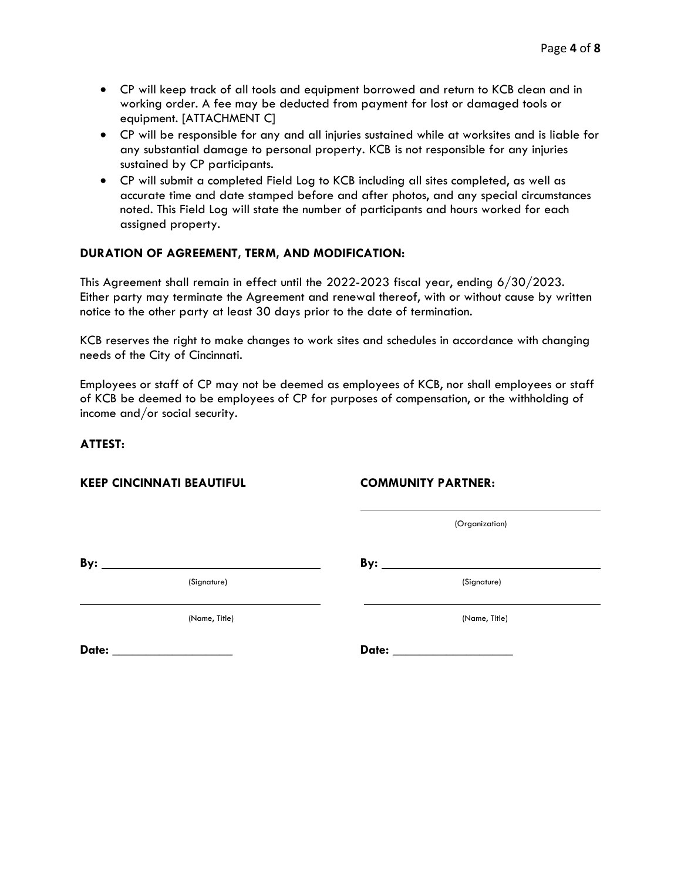- CP will keep track of all tools and equipment borrowed and return to KCB clean and in working order. A fee may be deducted from payment for lost or damaged tools or equipment. [ATTACHMENT C]
- CP will be responsible for any and all injuries sustained while at worksites and is liable for any substantial damage to personal property. KCB is not responsible for any injuries sustained by CP participants.
- CP will submit a completed Field Log to KCB including all sites completed, as well as accurate time and date stamped before and after photos, and any special circumstances noted. This Field Log will state the number of participants and hours worked for each assigned property.

**DURATION OF AGREEMENT, TERM, AND MODIFICATION:**

This Agreement shall remain in effect until the 2022-2023 fiscal year, ending 6/30/2023. Either party may terminate the Agreement and renewal thereof, with or without cause by written notice to the other party at least 30 days prior to the date of termination.

KCB reserves the right to make changes to work sites and schedules in accordance with changing needs of the City of Cincinnati.

Employees or staff of CP may not be deemed as employees of KCB, nor shall employees or staff of KCB be deemed to be employees of CP for purposes of compensation, or the withholding of income and/or social security.

**ATTEST:**

| **KEEP CINCINNATI BEAUTIFUL** | **COMMUNITY PARTNER:** |
| --- | --- |
| | ______________________________ (Organization) |
| **By:** ______________________________ (Signature) | **By:** ______________________________ (Signature) |
| ______________________________ (Name, Title) | ______________________________ (Name, Title) |
| **Date:** ___________________ | **Date:** ___________________ |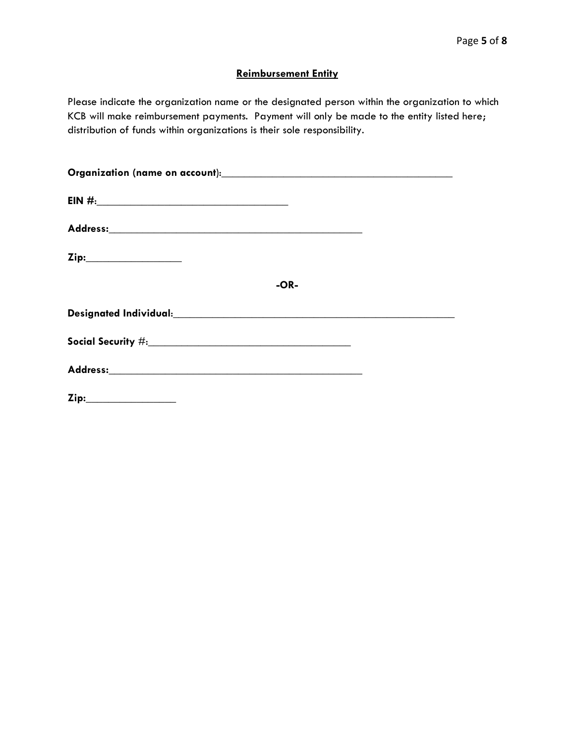## Reimbursement Entity

Please indicate the organization name or the designated person within the organization to which KCB will make reimbursement payments. Payment will only be made to the entity listed here; distribution of funds within organizations is their sole responsibility.

**Organization (name on account)**:_________________________________________

**EIN #**:__________________________________

**Address:**_____________________________________________

**Zip:**_________________

**-OR-**

**Designated Individual**:___________________________________________________

**Social Security #:**____________________________________

**Address:**_____________________________________________

**Zip:**________________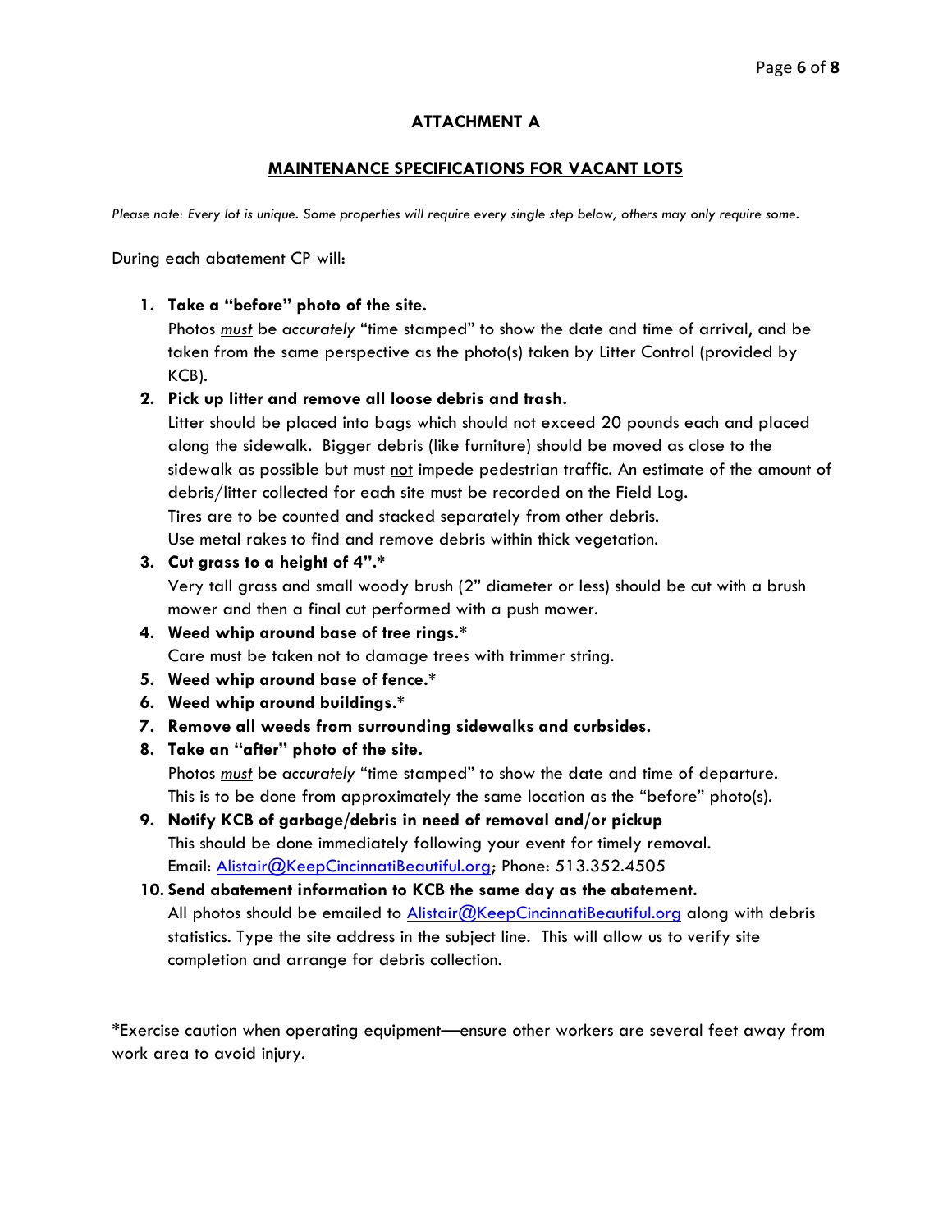## ATTACHMENT A

## MAINTENANCE SPECIFICATIONS FOR VACANT LOTS

*Please note: Every lot is unique. Some properties will require every single step below, others may only require some.*

During each abatement CP will:

1. **Take a "before" photo of the site.**
   Photos ***must*** be *accurately* "time stamped" to show the date and time of arrival, and be taken from the same perspective as the photo(s) taken by Litter Control (provided by KCB).
2. **Pick up litter and remove all loose debris and trash.**
   Litter should be placed into bags which should not exceed 20 pounds each and placed along the sidewalk. Bigger debris (like furniture) should be moved as close to the sidewalk as possible but must not impede pedestrian traffic. An estimate of the amount of debris/litter collected for each site must be recorded on the Field Log.
   Tires are to be counted and stacked separately from other debris.
   Use metal rakes to find and remove debris within thick vegetation.
3. **Cut grass to a height of 4".***
   Very tall grass and small woody brush (2" diameter or less) should be cut with a brush mower and then a final cut performed with a push mower.
4. **Weed whip around base of tree rings.***
   Care must be taken not to damage trees with trimmer string.
5. **Weed whip around base of fence.***
6. **Weed whip around buildings.***
7. **Remove all weeds from surrounding sidewalks and curbsides.**
8. **Take an "after" photo of the site.**
   Photos ***must*** be *accurately* "time stamped" to show the date and time of departure. This is to be done from approximately the same location as the "before" photo(s).
9. **Notify KCB of garbage/debris in need of removal and/or pickup**
   This should be done immediately following your event for timely removal.
   Email: Alistair@KeepCincinnatiBeautiful.org; Phone: 513.352.4505
10. **Send abatement information to KCB the same day as the abatement.**
    All photos should be emailed to Alistair@KeepCincinnatiBeautiful.org along with debris statistics. Type the site address in the subject line. This will allow us to verify site completion and arrange for debris collection.

*Exercise caution when operating equipment—ensure other workers are several feet away from work area to avoid injury.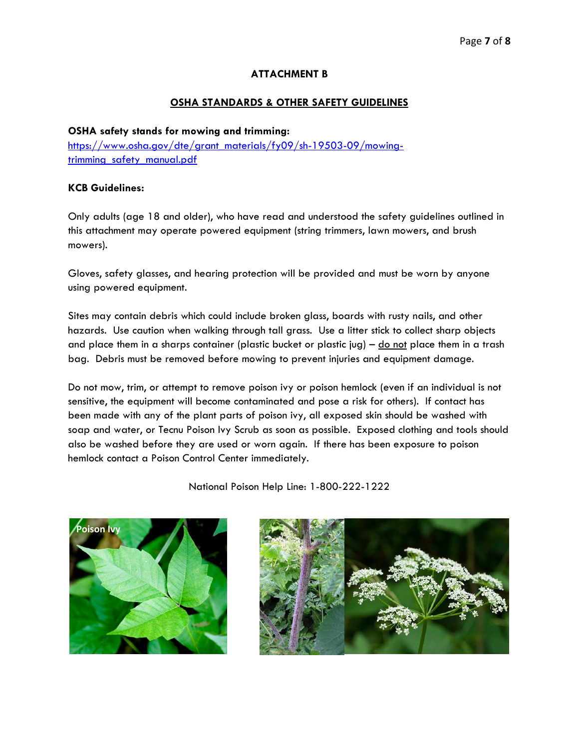## ATTACHMENT B

## OSHA STANDARDS & OTHER SAFETY GUIDELINES

**OSHA safety stands for mowing and trimming:**
[https://www.osha.gov/dte/grant_materials/fy09/sh-19503-09/mowing-trimming_safety_manual.pdf](https://www.osha.gov/dte/grant_materials/fy09/sh-19503-09/mowing-trimming_safety_manual.pdf)

**KCB Guidelines:**

Only adults (age 18 and older), who have read and understood the safety guidelines outlined in this attachment may operate powered equipment (string trimmers, lawn mowers, and brush mowers).

Gloves, safety glasses, and hearing protection will be provided and must be worn by anyone using powered equipment.

Sites may contain debris which could include broken glass, boards with rusty nails, and other hazards. Use caution when walking through tall grass. Use a litter stick to collect sharp objects and place them in a sharps container (plastic bucket or plastic jug) – do not place them in a trash bag. Debris must be removed before mowing to prevent injuries and equipment damage.

Do not mow, trim, or attempt to remove poison ivy or poison hemlock (even if an individual is not sensitive, the equipment will become contaminated and pose a risk for others). If contact has been made with any of the plant parts of poison ivy, all exposed skin should be washed with soap and water, or Tecnu Poison Ivy Scrub as soon as possible. Exposed clothing and tools should also be washed before they are used or worn again. If there has been exposure to poison hemlock contact a Poison Control Center immediately.

National Poison Help Line: 1-800-222-1222

Poison Ivy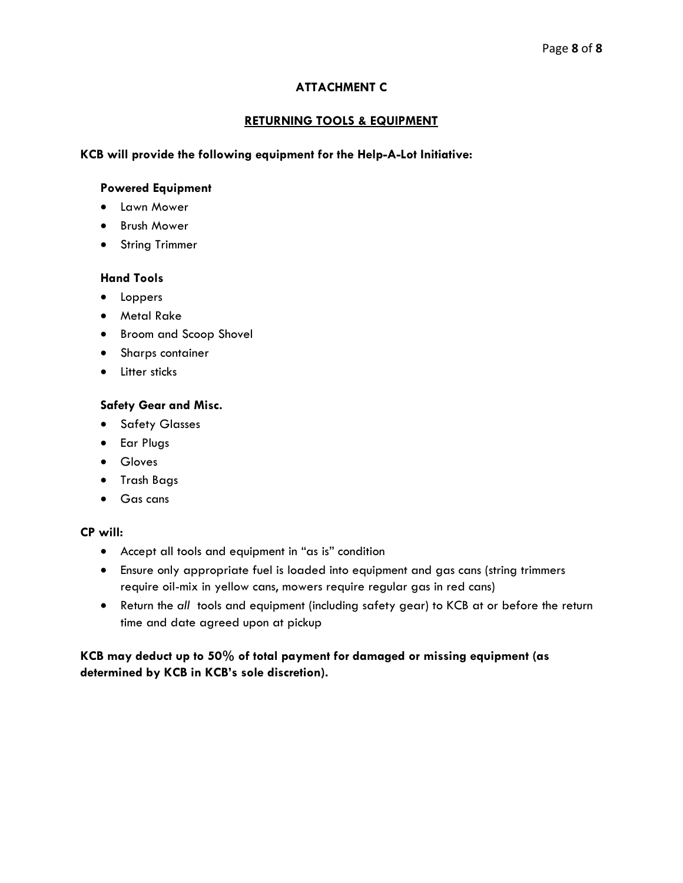## ATTACHMENT C

### RETURNING TOOLS & EQUIPMENT

**KCB will provide the following equipment for the Help-A-Lot Initiative:**

**Powered Equipment**

- Lawn Mower
- Brush Mower
- String Trimmer

**Hand Tools**

- Loppers
- Metal Rake
- Broom and Scoop Shovel
- Sharps container
- Litter sticks

**Safety Gear and Misc.**

- Safety Glasses
- Ear Plugs
- Gloves
- Trash Bags
- Gas cans

**CP will:**

- Accept all tools and equipment in "as is" condition
- Ensure only appropriate fuel is loaded into equipment and gas cans (string trimmers require oil-mix in yellow cans, mowers require regular gas in red cans)
- Return the *all* tools and equipment (including safety gear) to KCB at or before the return time and date agreed upon at pickup

**KCB may deduct up to 50% of total payment for damaged or missing equipment (as determined by KCB in KCB's sole discretion).**